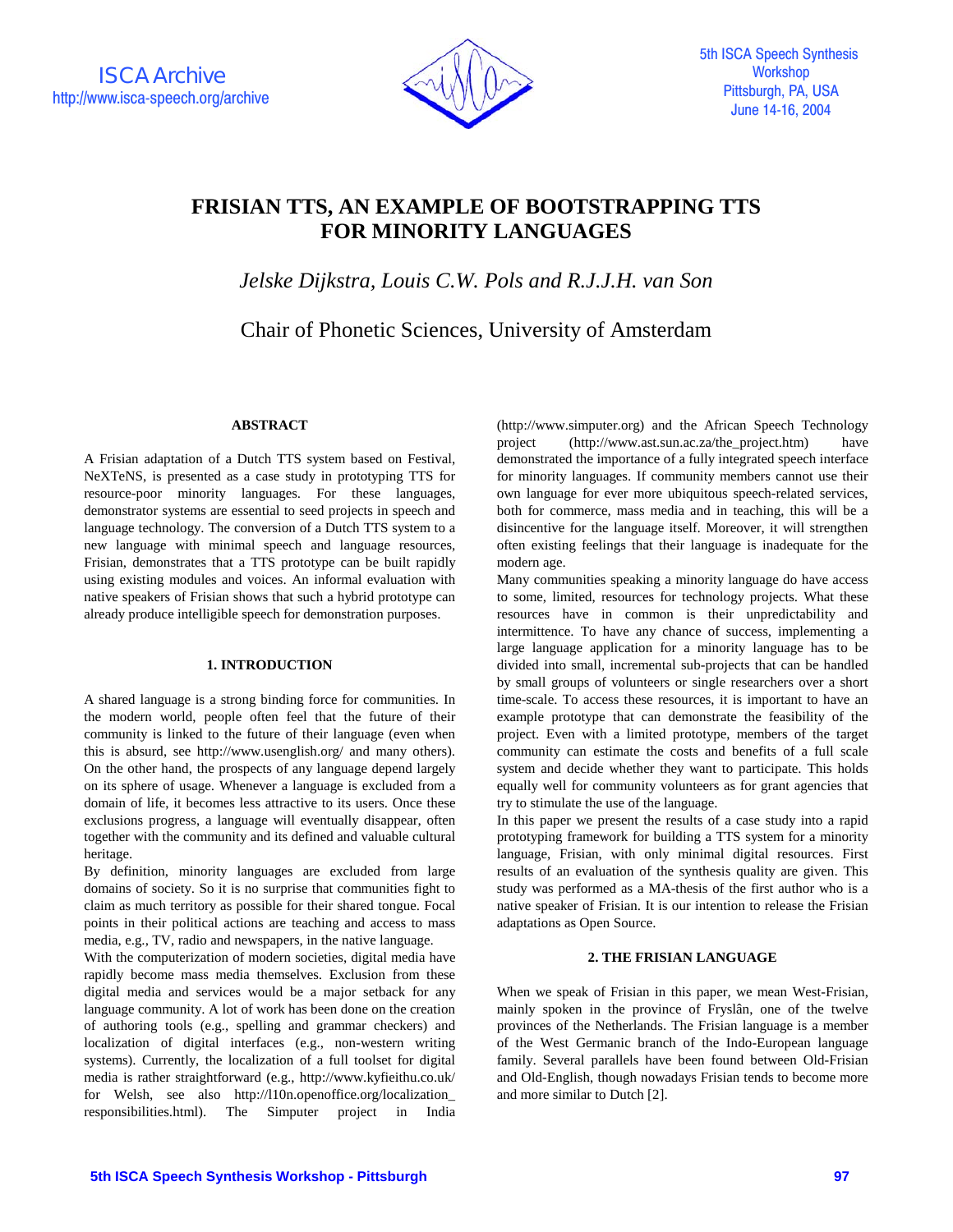# FRISIAN TTS, AN EXAMPLE OF BOOTSTRAPPING TTS FOR MINORITY LANGUAGES

*Jelske Dijkstra, Louis C.W. Pols and R.J.J.H. van Son*

Chair of Phonetic Sciences, University of Amsterdam

### ABSTRACT

A Frisian adaptation of a Dutch TTS system based on Festival, NeXTeNS, is presented as a case study in prototyping TTS for resource-poor minority languages. For these languages, demonstrator systems are essential to seed projects in speech and language technology. The conversion of a Dutch TTS system to a new language with minimal speech and language resources, Frisian, demonstrates that a TTS prototype can be built rapidly using existing modules and voices. An informal evaluation with native speakers of Frisian shows that such a hybrid prototype can already produce intelligible speech for demonstration purposes.

## 1. INTRODUCTION

A shared language is a strong binding force for communities. In the modern world, people often feel that the future of their community is linked to the future of their language (even when this is absurd, see http://www.usenglish.org/ and many others). On the other hand, the prospects of any language depend largely on its sphere of usage. Whenever a language is excluded from a domain of life, it becomes less attractive to its users. Once these exclusions progress, a language will eventually disappear, often together with the community and its defined and valuable cultural heritage.

By definition, minority languages are excluded from large domains of society. So it is no surprise that communities fight to claim as much territory as possible for their shared tongue. Focal points in their political actions are teaching and access to mass media, e.g., TV, radio and newspapers, in the native language.

With the computerization of modern societies, digital media have rapidly become mass media themselves. Exclusion from these digital media and services would be a major setback for any language community. A lot of work has been done on the creation of authoring tools (e.g., spelling and grammar checkers) and localization of digital interfaces (e.g., non-western writing systems). Currently, the localization of a full toolset for digital media is rather straightforward (e.g., http://www.kyfieithu.co.uk/ for Welsh, see also http://l10n.openoffice.org/localization_responsibilities.html). The Simputer project in India (http://www.simputer.org) and the African Speech Technology project (http://www.ast.sun.ac.za/the_project.htm) have demonstrated the importance of a fully integrated speech interface for minority languages. If community members cannot use their own language for ever more ubiquitous speech-related services, both for commerce, mass media and in teaching, this will be a disincentive for the language itself. Moreover, it will strengthen often existing feelings that their language is inadequate for the modern age.

Many communities speaking a minority language do have access to some, limited, resources for technology projects. What these resources have in common is their unpredictability and intermittence. To have any chance of success, implementing a large language application for a minority language has to be divided into small, incremental sub-projects that can be handled by small groups of volunteers or single researchers over a short time-scale. To access these resources, it is important to have an example prototype that can demonstrate the feasibility of the project. Even with a limited prototype, members of the target community can estimate the costs and benefits of a full scale system and decide whether they want to participate. This holds equally well for community volunteers as for grant agencies that try to stimulate the use of the language.

In this paper we present the results of a case study into a rapid prototyping framework for building a TTS system for a minority language, Frisian, with only minimal digital resources. First results of an evaluation of the synthesis quality are given. This study was performed as a MA-thesis of the first author who is a native speaker of Frisian. It is our intention to release the Frisian adaptations as Open Source.

## 2. THE FRISIAN LANGUAGE

When we speak of Frisian in this paper, we mean West-Frisian, mainly spoken in the province of Fryslân, one of the twelve provinces of the Netherlands. The Frisian language is a member of the West Germanic branch of the Indo-European language family. Several parallels have been found between Old-Frisian and Old-English, though nowadays Frisian tends to become more and more similar to Dutch [2].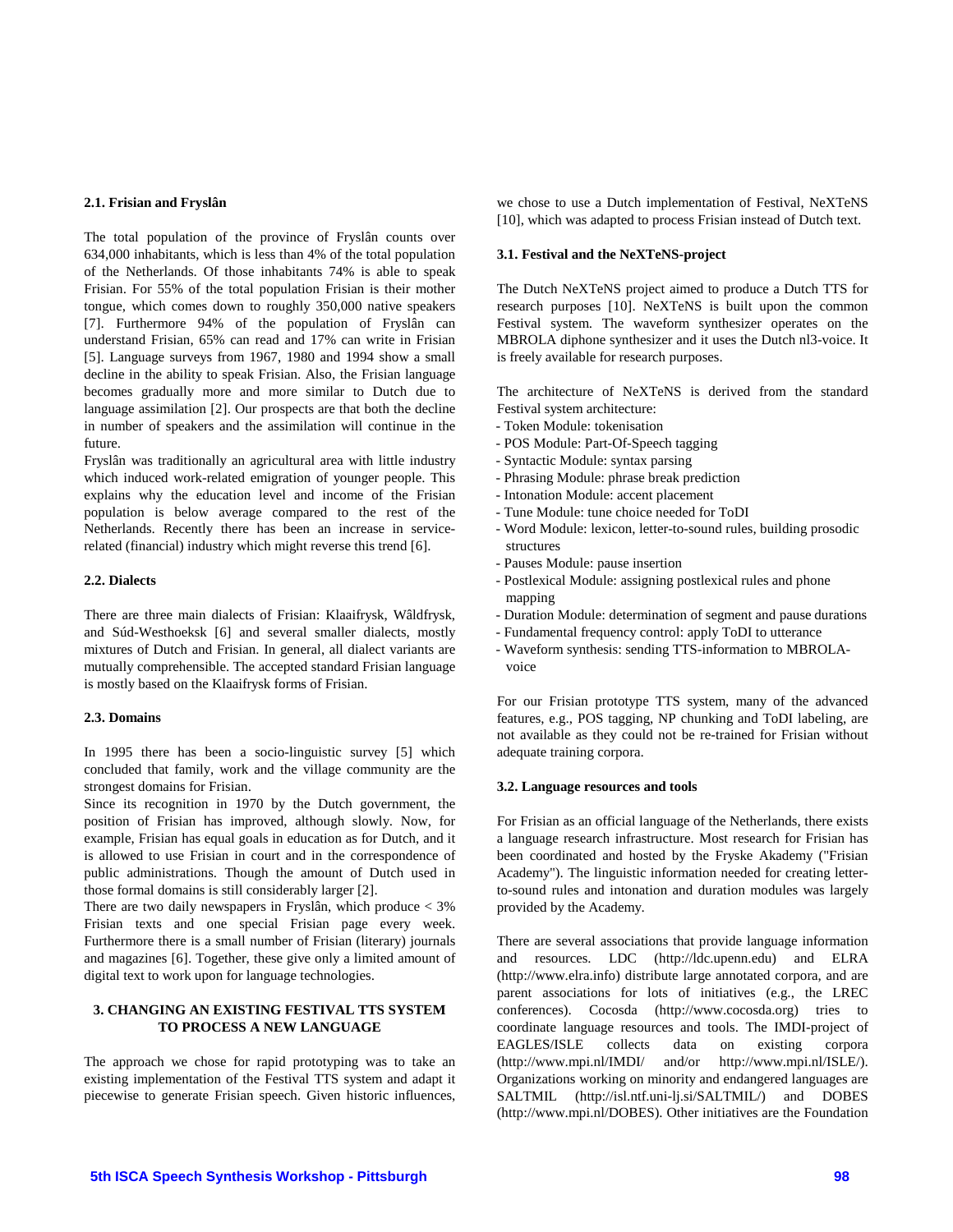### 2.1. Frisian and Fryslân

The total population of the province of Fryslân counts over 634,000 inhabitants, which is less than 4% of the total population of the Netherlands. Of those inhabitants 74% is able to speak Frisian. For 55% of the total population Frisian is their mother tongue, which comes down to roughly 350,000 native speakers [7]. Furthermore 94% of the population of Fryslân can understand Frisian, 65% can read and 17% can write in Frisian [5]. Language surveys from 1967, 1980 and 1994 show a small decline in the ability to speak Frisian. Also, the Frisian language becomes gradually more and more similar to Dutch due to language assimilation [2]. Our prospects are that both the decline in number of speakers and the assimilation will continue in the future.

Fryslân was traditionally an agricultural area with little industry which induced work-related emigration of younger people. This explains why the education level and income of the Frisian population is below average compared to the rest of the Netherlands. Recently there has been an increase in service-related (financial) industry which might reverse this trend [6].

### 2.2. Dialects

There are three main dialects of Frisian: Klaaifrysk, Wâldfrysk, and Súd-Westhoeksk [6] and several smaller dialects, mostly mixtures of Dutch and Frisian. In general, all dialect variants are mutually comprehensible. The accepted standard Frisian language is mostly based on the Klaaifrysk forms of Frisian.

### 2.3. Domains

In 1995 there has been a socio-linguistic survey [5] which concluded that family, work and the village community are the strongest domains for Frisian.

Since its recognition in 1970 by the Dutch government, the position of Frisian has improved, although slowly. Now, for example, Frisian has equal goals in education as for Dutch, and it is allowed to use Frisian in court and in the correspondence of public administrations. Though the amount of Dutch used in those formal domains is still considerably larger [2].

There are two daily newspapers in Fryslân, which produce < 3% Frisian texts and one special Frisian page every week. Furthermore there is a small number of Frisian (literary) journals and magazines [6]. Together, these give only a limited amount of digital text to work upon for language technologies.

## 3. CHANGING AN EXISTING FESTIVAL TTS SYSTEM TO PROCESS A NEW LANGUAGE

The approach we chose for rapid prototyping was to take an existing implementation of the Festival TTS system and adapt it piecewise to generate Frisian speech. Given historic influences, we chose to use a Dutch implementation of Festival, NeXTeNS [10], which was adapted to process Frisian instead of Dutch text.

### 3.1. Festival and the NeXTeNS-project

The Dutch NeXTeNS project aimed to produce a Dutch TTS for research purposes [10]. NeXTeNS is built upon the common Festival system. The waveform synthesizer operates on the MBROLA diphone synthesizer and it uses the Dutch nl3-voice. It is freely available for research purposes.

The architecture of NeXTeNS is derived from the standard Festival system architecture:

- Token Module: tokenisation
- POS Module: Part-Of-Speech tagging
- Syntactic Module: syntax parsing
- Phrasing Module: phrase break prediction
- Intonation Module: accent placement
- Tune Module: tune choice needed for ToDI
- Word Module: lexicon, letter-to-sound rules, building prosodic structures
- Pauses Module: pause insertion
- Postlexical Module: assigning postlexical rules and phone mapping
- Duration Module: determination of segment and pause durations
- Fundamental frequency control: apply ToDI to utterance
- Waveform synthesis: sending TTS-information to MBROLA-voice

For our Frisian prototype TTS system, many of the advanced features, e.g., POS tagging, NP chunking and ToDI labeling, are not available as they could not be re-trained for Frisian without adequate training corpora.

### 3.2. Language resources and tools

For Frisian as an official language of the Netherlands, there exists a language research infrastructure. Most research for Frisian has been coordinated and hosted by the Fryske Akademy ("Frisian Academy"). The linguistic information needed for creating letter-to-sound rules and intonation and duration modules was largely provided by the Academy.

There are several associations that provide language information and resources. LDC (http://ldc.upenn.edu) and ELRA (http://www.elra.info) distribute large annotated corpora, and are parent associations for lots of initiatives (e.g., the LREC conferences). Cocosda (http://www.cocosda.org) tries to coordinate language resources and tools. The IMDI-project of EAGLES/ISLE collects data on existing corpora (http://www.mpi.nl/IMDI/ and/or http://www.mpi.nl/ISLE/). Organizations working on minority and endangered languages are SALTMIL (http://isl.ntf.uni-lj.si/SALTMIL/) and DOBES (http://www.mpi.nl/DOBES). Other initiatives are the Foundation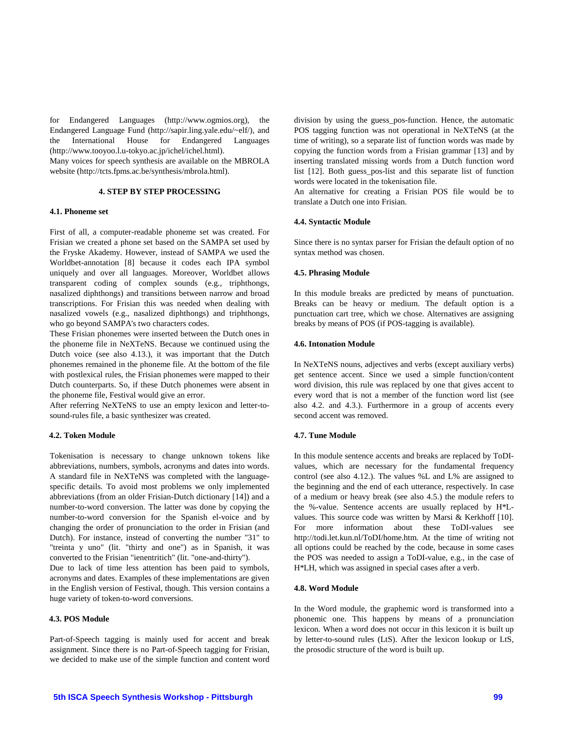for Endangered Languages (http://www.ogmios.org), the Endangered Language Fund (http://sapir.ling.yale.edu/~elf/), and the International House for Endangered Languages (http://www.tooyoo.l.u-tokyo.ac.jp/ichel/ichel.html).
Many voices for speech synthesis are available on the MBROLA website (http://tcts.fpms.ac.be/synthesis/mbrola.html).

## 4. STEP BY STEP PROCESSING

### 4.1. Phoneme set

First of all, a computer-readable phoneme set was created. For Frisian we created a phone set based on the SAMPA set used by the Fryske Akademy. However, instead of SAMPA we used the Worldbet-annotation [8] because it codes each IPA symbol uniquely and over all languages. Moreover, Worldbet allows transparent coding of complex sounds (e.g., triphthongs, nasalized diphthongs) and transitions between narrow and broad transcriptions. For Frisian this was needed when dealing with nasalized vowels (e.g., nasalized diphthongs) and triphthongs, who go beyond SAMPA's two characters codes.
These Frisian phonemes were inserted between the Dutch ones in the phoneme file in NeXTeNS. Because we continued using the Dutch voice (see also 4.13.), it was important that the Dutch phonemes remained in the phoneme file. At the bottom of the file with postlexical rules, the Frisian phonemes were mapped to their Dutch counterparts. So, if these Dutch phonemes were absent in the phoneme file, Festival would give an error.
After referring NeXTeNS to use an empty lexicon and letter-to-sound-rules file, a basic synthesizer was created.

### 4.2. Token Module

Tokenisation is necessary to change unknown tokens like abbreviations, numbers, symbols, acronyms and dates into words. A standard file in NeXTeNS was completed with the language-specific details. To avoid most problems we only implemented abbreviations (from an older Frisian-Dutch dictionary [14]) and a number-to-word conversion. The latter was done by copying the number-to-word conversion for the Spanish el-voice and by changing the order of pronunciation to the order in Frisian (and Dutch). For instance, instead of converting the number "31" to "treinta y uno" (lit. "thirty and one") as in Spanish, it was converted to the Frisian "ienentritich" (lit. "one-and-thirty").
Due to lack of time less attention has been paid to symbols, acronyms and dates. Examples of these implementations are given in the English version of Festival, though. This version contains a huge variety of token-to-word conversions.

### 4.3. POS Module

Part-of-Speech tagging is mainly used for accent and break assignment. Since there is no Part-of-Speech tagging for Frisian, we decided to make use of the simple function and content word division by using the guess_pos-function. Hence, the automatic POS tagging function was not operational in NeXTeNS (at the time of writing), so a separate list of function words was made by copying the function words from a Frisian grammar [13] and by inserting translated missing words from a Dutch function word list [12]. Both guess_pos-list and this separate list of function words were located in the tokenisation file.
An alternative for creating a Frisian POS file would be to translate a Dutch one into Frisian.

### 4.4. Syntactic Module

Since there is no syntax parser for Frisian the default option of no syntax method was chosen.

### 4.5. Phrasing Module

In this module breaks are predicted by means of punctuation. Breaks can be heavy or medium. The default option is a punctuation cart tree, which we chose. Alternatives are assigning breaks by means of POS (if POS-tagging is available).

### 4.6. Intonation Module

In NeXTeNS nouns, adjectives and verbs (except auxiliary verbs) get sentence accent. Since we used a simple function/content word division, this rule was replaced by one that gives accent to every word that is not a member of the function word list (see also 4.2. and 4.3.). Furthermore in a group of accents every second accent was removed.

### 4.7. Tune Module

In this module sentence accents and breaks are replaced by ToDI-values, which are necessary for the fundamental frequency control (see also 4.12.). The values %L and L% are assigned to the beginning and the end of each utterance, respectively. In case of a medium or heavy break (see also 4.5.) the module refers to the %-value. Sentence accents are usually replaced by H*L-values. This source code was written by Marsi & Kerkhoff [10]. For more information about these ToDI-values see http://todi.let.kun.nl/ToDI/home.htm. At the time of writing not all options could be reached by the code, because in some cases the POS was needed to assign a ToDI-value, e.g., in the case of H*LH, which was assigned in special cases after a verb.

### 4.8. Word Module

In the Word module, the graphemic word is transformed into a phonemic one. This happens by means of a pronunciation lexicon. When a word does not occur in this lexicon it is built up by letter-to-sound rules (LtS). After the lexicon lookup or LtS, the prosodic structure of the word is built up.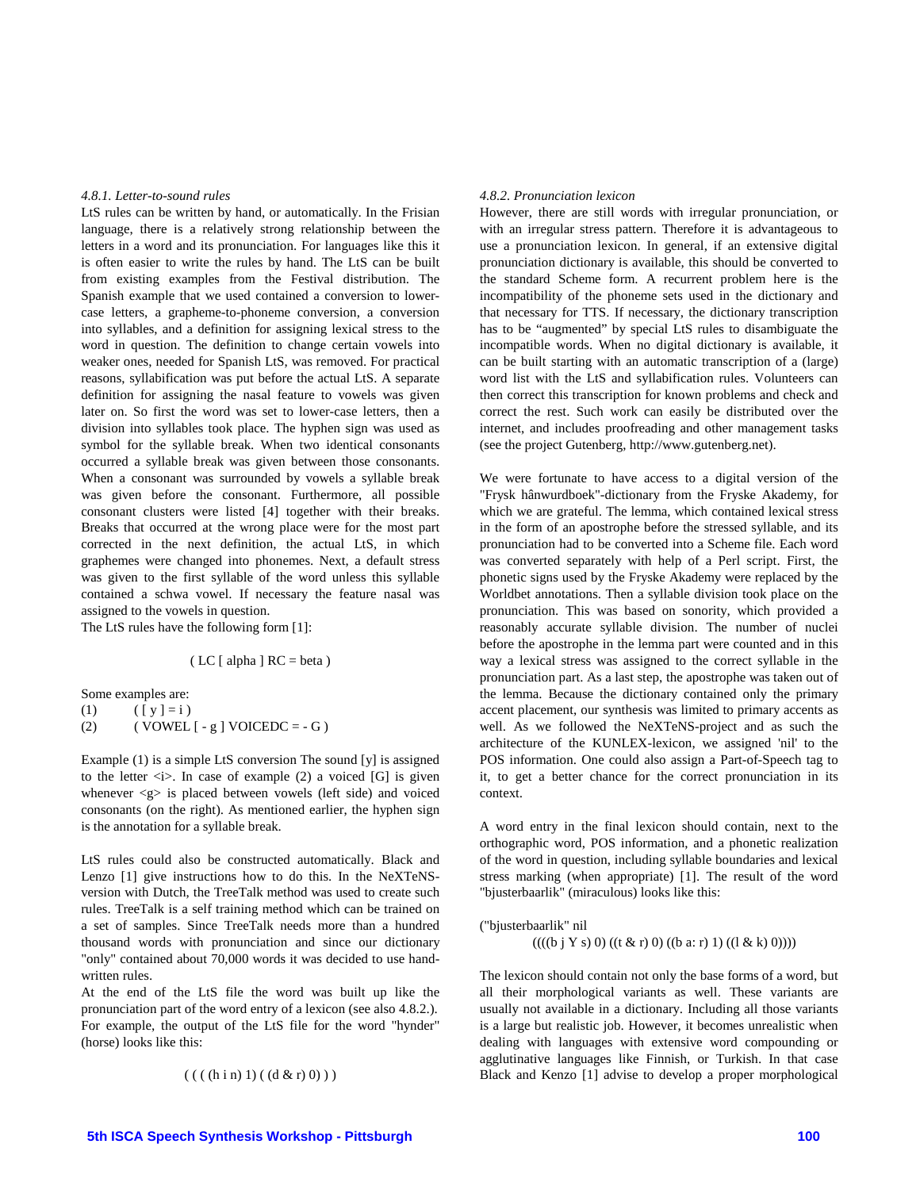### 4.8.1. Letter-to-sound rules

LtS rules can be written by hand, or automatically. In the Frisian language, there is a relatively strong relationship between the letters in a word and its pronunciation. For languages like this it is often easier to write the rules by hand. The LtS can be built from existing examples from the Festival distribution. The Spanish example that we used contained a conversion to lower-case letters, a grapheme-to-phoneme conversion, a conversion into syllables, and a definition for assigning lexical stress to the word in question. The definition to change certain vowels into weaker ones, needed for Spanish LtS, was removed. For practical reasons, syllabification was put before the actual LtS. A separate definition for assigning the nasal feature to vowels was given later on. So first the word was set to lower-case letters, then a division into syllables took place. The hyphen sign was used as symbol for the syllable break. When two identical consonants occurred a syllable break was given between those consonants. When a consonant was surrounded by vowels a syllable break was given before the consonant. Furthermore, all possible consonant clusters were listed [4] together with their breaks. Breaks that occurred at the wrong place were for the most part corrected in the next definition, the actual LtS, in which graphemes were changed into phonemes. Next, a default stress was given to the first syllable of the word unless this syllable contained a schwa vowel. If necessary the feature nasal was assigned to the vowels in question.

The LtS rules have the following form [1]:

( LC [ alpha ] RC = beta )

Some examples are:

(1) ( [ y ] = i )

(2) ( VOWEL [ - g ] VOICEDC = - G )

Example (1) is a simple LtS conversion The sound [y] is assigned to the letter <i>. In case of example (2) a voiced [G] is given whenever <g> is placed between vowels (left side) and voiced consonants (on the right). As mentioned earlier, the hyphen sign is the annotation for a syllable break.

LtS rules could also be constructed automatically. Black and Lenzo [1] give instructions how to do this. In the NeXTeNS-version with Dutch, the TreeTalk method was used to create such rules. TreeTalk is a self training method which can be trained on a set of samples. Since TreeTalk needs more than a hundred thousand words with pronunciation and since our dictionary "only" contained about 70,000 words it was decided to use hand-written rules.

At the end of the LtS file the word was built up like the pronunciation part of the word entry of a lexicon (see also 4.8.2.). For example, the output of the LtS file for the word "hynder" (horse) looks like this:

( ( ( (h i n) 1) ( (d & r) 0) ) )

### 4.8.2. Pronunciation lexicon

However, there are still words with irregular pronunciation, or with an irregular stress pattern. Therefore it is advantageous to use a pronunciation lexicon. In general, if an extensive digital pronunciation dictionary is available, this should be converted to the standard Scheme form. A recurrent problem here is the incompatibility of the phoneme sets used in the dictionary and that necessary for TTS. If necessary, the dictionary transcription has to be "augmented" by special LtS rules to disambiguate the incompatible words. When no digital dictionary is available, it can be built starting with an automatic transcription of a (large) word list with the LtS and syllabification rules. Volunteers can then correct this transcription for known problems and check and correct the rest. Such work can easily be distributed over the internet, and includes proofreading and other management tasks (see the project Gutenberg, http://www.gutenberg.net).

We were fortunate to have access to a digital version of the "Frysk hânwurdboek"-dictionary from the Fryske Akademy, for which we are grateful. The lemma, which contained lexical stress in the form of an apostrophe before the stressed syllable, and its pronunciation had to be converted into a Scheme file. Each word was converted separately with help of a Perl script. First, the phonetic signs used by the Fryske Akademy were replaced by the Worldbet annotations. Then a syllable division took place on the pronunciation. This was based on sonority, which provided a reasonably accurate syllable division. The number of nuclei before the apostrophe in the lemma part were counted and in this way a lexical stress was assigned to the correct syllable in the pronunciation part. As a last step, the apostrophe was taken out of the lemma. Because the dictionary contained only the primary accent placement, our synthesis was limited to primary accents as well. As we followed the NeXTeNS-project and as such the architecture of the KUNLEX-lexicon, we assigned 'nil' to the POS information. One could also assign a Part-of-Speech tag to it, to get a better chance for the correct pronunciation in its context.

A word entry in the final lexicon should contain, next to the orthographic word, POS information, and a phonetic realization of the word in question, including syllable boundaries and lexical stress marking (when appropriate) [1]. The result of the word "bjusterbaarlik" (miraculous) looks like this:

```
("bjusterbaarlik" nil
        ((((b j Y s) 0) ((t & r) 0) ((b a: r) 1) ((l & k) 0))))
```

The lexicon should contain not only the base forms of a word, but all their morphological variants as well. These variants are usually not available in a dictionary. Including all those variants is a large but realistic job. However, it becomes unrealistic when dealing with languages with extensive word compounding or agglutinative languages like Finnish, or Turkish. In that case Black and Kenzo [1] advise to develop a proper morphological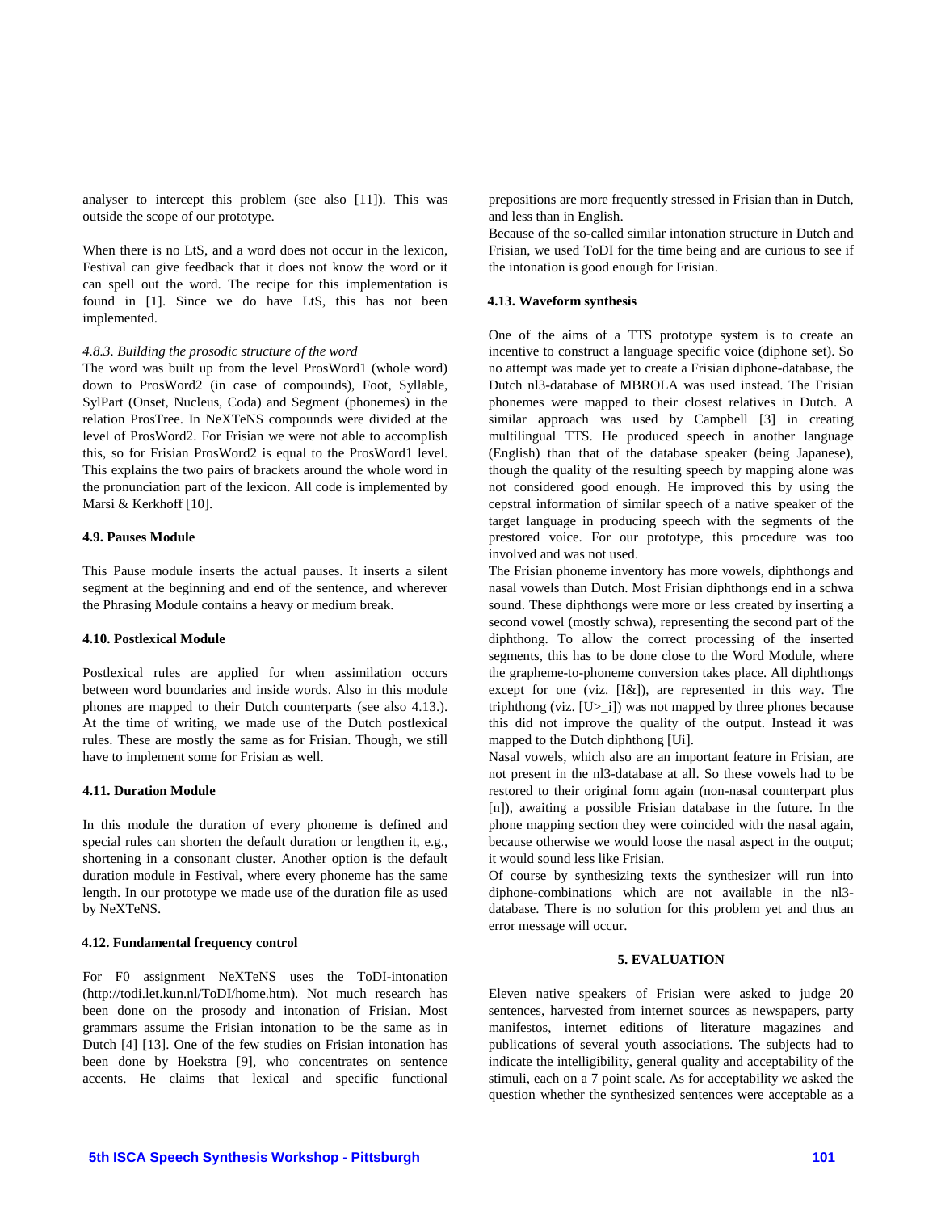analyser to intercept this problem (see also [11]). This was outside the scope of our prototype.

When there is no LtS, and a word does not occur in the lexicon, Festival can give feedback that it does not know the word or it can spell out the word. The recipe for this implementation is found in [1]. Since we do have LtS, this has not been implemented.

#### *4.8.3. Building the prosodic structure of the word*

The word was built up from the level ProsWord1 (whole word) down to ProsWord2 (in case of compounds), Foot, Syllable, SylPart (Onset, Nucleus, Coda) and Segment (phonemes) in the relation ProsTree. In NeXTeNS compounds were divided at the level of ProsWord2. For Frisian we were not able to accomplish this, so for Frisian ProsWord2 is equal to the ProsWord1 level. This explains the two pairs of brackets around the whole word in the pronunciation part of the lexicon. All code is implemented by Marsi & Kerkhoff [10].

### **4.9. Pauses Module**

This Pause module inserts the actual pauses. It inserts a silent segment at the beginning and end of the sentence, and wherever the Phrasing Module contains a heavy or medium break.

### **4.10. Postlexical Module**

Postlexical rules are applied for when assimilation occurs between word boundaries and inside words. Also in this module phones are mapped to their Dutch counterparts (see also 4.13.). At the time of writing, we made use of the Dutch postlexical rules. These are mostly the same as for Frisian. Though, we still have to implement some for Frisian as well.

### **4.11. Duration Module**

In this module the duration of every phoneme is defined and special rules can shorten the default duration or lengthen it, e.g., shortening in a consonant cluster. Another option is the default duration module in Festival, where every phoneme has the same length. In our prototype we made use of the duration file as used by NeXTeNS.

### **4.12. Fundamental frequency control**

For F0 assignment NeXTeNS uses the ToDI-intonation (http://todi.let.kun.nl/ToDI/home.htm). Not much research has been done on the prosody and intonation of Frisian. Most grammars assume the Frisian intonation to be the same as in Dutch [4] [13]. One of the few studies on Frisian intonation has been done by Hoekstra [9], who concentrates on sentence accents. He claims that lexical and specific functional prepositions are more frequently stressed in Frisian than in Dutch, and less than in English.

Because of the so-called similar intonation structure in Dutch and Frisian, we used ToDI for the time being and are curious to see if the intonation is good enough for Frisian.

### **4.13. Waveform synthesis**

One of the aims of a TTS prototype system is to create an incentive to construct a language specific voice (diphone set). So no attempt was made yet to create a Frisian diphone-database, the Dutch nl3-database of MBROLA was used instead. The Frisian phonemes were mapped to their closest relatives in Dutch. A similar approach was used by Campbell [3] in creating multilingual TTS. He produced speech in another language (English) than that of the database speaker (being Japanese), though the quality of the resulting speech by mapping alone was not considered good enough. He improved this by using the cepstral information of similar speech of a native speaker of the target language in producing speech with the segments of the prestored voice. For our prototype, this procedure was too involved and was not used.

The Frisian phoneme inventory has more vowels, diphthongs and nasal vowels than Dutch. Most Frisian diphthongs end in a schwa sound. These diphthongs were more or less created by inserting a second vowel (mostly schwa), representing the second part of the diphthong. To allow the correct processing of the inserted segments, this has to be done close to the Word Module, where the grapheme-to-phoneme conversion takes place. All diphthongs except for one (viz. [I&]), are represented in this way. The triphthong (viz. [U>_i]) was not mapped by three phones because this did not improve the quality of the output. Instead it was mapped to the Dutch diphthong [Ui].

Nasal vowels, which also are an important feature in Frisian, are not present in the nl3-database at all. So these vowels had to be restored to their original form again (non-nasal counterpart plus [n]), awaiting a possible Frisian database in the future. In the phone mapping section they were coincided with the nasal again, because otherwise we would loose the nasal aspect in the output; it would sound less like Frisian.

Of course by synthesizing texts the synthesizer will run into diphone-combinations which are not available in the nl3-database. There is no solution for this problem yet and thus an error message will occur.

## **5. EVALUATION**

Eleven native speakers of Frisian were asked to judge 20 sentences, harvested from internet sources as newspapers, party manifestos, internet editions of literature magazines and publications of several youth associations. The subjects had to indicate the intelligibility, general quality and acceptability of the stimuli, each on a 7 point scale. As for acceptability we asked the question whether the synthesized sentences were acceptable as a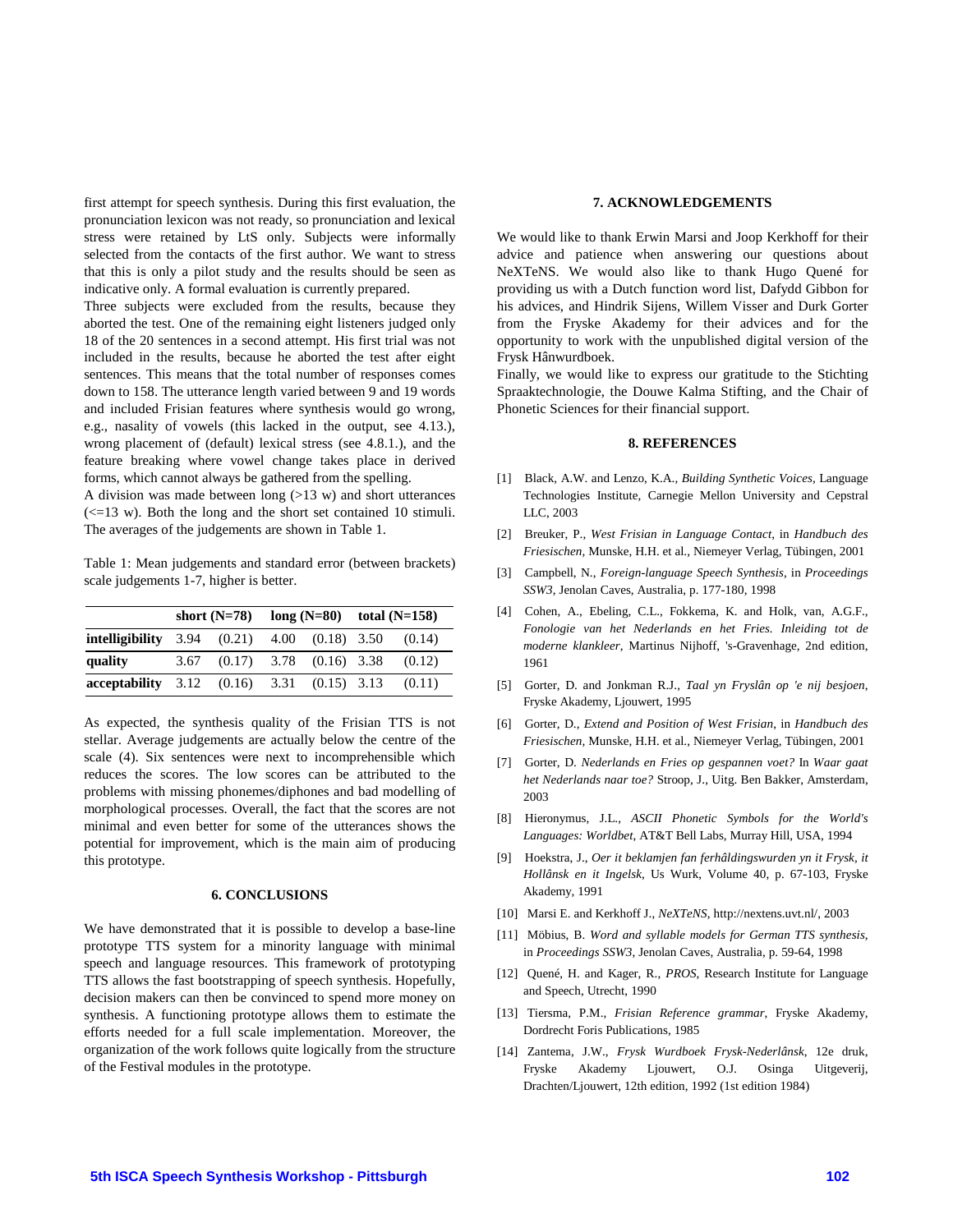first attempt for speech synthesis. During this first evaluation, the pronunciation lexicon was not ready, so pronunciation and lexical stress were retained by LtS only. Subjects were informally selected from the contacts of the first author. We want to stress that this is only a pilot study and the results should be seen as indicative only. A formal evaluation is currently prepared.

Three subjects were excluded from the results, because they aborted the test. One of the remaining eight listeners judged only 18 of the 20 sentences in a second attempt. His first trial was not included in the results, because he aborted the test after eight sentences. This means that the total number of responses comes down to 158. The utterance length varied between 9 and 19 words and included Frisian features where synthesis would go wrong, e.g., nasality of vowels (this lacked in the output, see 4.13.), wrong placement of (default) lexical stress (see 4.8.1.), and the feature breaking where vowel change takes place in derived forms, which cannot always be gathered from the spelling.

A division was made between long (>13 w) and short utterances (<=13 w). Both the long and the short set contained 10 stimuli. The averages of the judgements are shown in Table 1.

Table 1: Mean judgements and standard error (between brackets) scale judgements 1-7, higher is better.

| | **short (N=78)** | | **long (N=80)** | | **total (N=158)** | |
|---|---|---|---|---|---|---|
| **intelligibility** | 3.94 | (0.21) | 4.00 | (0.18) | 3.50 | (0.14) |
| **quality** | 3.67 | (0.17) | 3.78 | (0.16) | 3.38 | (0.12) |
| **acceptability** | 3.12 | (0.16) | 3.31 | (0.15) | 3.13 | (0.11) |

As expected, the synthesis quality of the Frisian TTS is not stellar. Average judgements are actually below the centre of the scale (4). Six sentences were next to incomprehensible which reduces the scores. The low scores can be attributed to the problems with missing phonemes/diphones and bad modelling of morphological processes. Overall, the fact that the scores are not minimal and even better for some of the utterances shows the potential for improvement, which is the main aim of producing this prototype.

## 6. CONCLUSIONS

We have demonstrated that it is possible to develop a base-line prototype TTS system for a minority language with minimal speech and language resources. This framework of prototyping TTS allows the fast bootstrapping of speech synthesis. Hopefully, decision makers can then be convinced to spend more money on synthesis. A functioning prototype allows them to estimate the efforts needed for a full scale implementation. Moreover, the organization of the work follows quite logically from the structure of the Festival modules in the prototype.

## 7. ACKNOWLEDGEMENTS

We would like to thank Erwin Marsi and Joop Kerkhoff for their advice and patience when answering our questions about NeXTeNS. We would also like to thank Hugo Quené for providing us with a Dutch function word list, Dafydd Gibbon for his advices, and Hindrik Sijens, Willem Visser and Durk Gorter from the Fryske Akademy for their advices and for the opportunity to work with the unpublished digital version of the Frysk Hânwurdboek.

Finally, we would like to express our gratitude to the Stichting Spraaktechnologie, the Douwe Kalma Stifting, and the Chair of Phonetic Sciences for their financial support.

## 8. REFERENCES

[1] Black, A.W. and Lenzo, K.A., *Building Synthetic Voices*, Language Technologies Institute, Carnegie Mellon University and Cepstral LLC, 2003

[2] Breuker, P., *West Frisian in Language Contact*, in *Handbuch des Friesischen*, Munske, H.H. et al., Niemeyer Verlag, Tübingen, 2001

[3] Campbell, N., *Foreign-language Speech Synthesis*, in *Proceedings SSW3*, Jenolan Caves, Australia, p. 177-180, 1998

[4] Cohen, A., Ebeling, C.L., Fokkema, K. and Holk, van, A.G.F., *Fonologie van het Nederlands en het Fries. Inleiding tot de moderne klankleer*, Martinus Nijhoff, 's-Gravenhage, 2nd edition, 1961

[5] Gorter, D. and Jonkman R.J., *Taal yn Fryslân op 'e nij besjoen*, Fryske Akademy, Ljouwert, 1995

[6] Gorter, D., *Extend and Position of West Frisian*, in *Handbuch des Friesischen*, Munske, H.H. et al., Niemeyer Verlag, Tübingen, 2001

[7] Gorter, D. *Nederlands en Fries op gespannen voet?* In *Waar gaat het Nederlands naar toe?* Stroop, J., Uitg. Ben Bakker, Amsterdam, 2003

[8] Hieronymus, J.L., *ASCII Phonetic Symbols for the World's Languages: Worldbet*, AT&T Bell Labs, Murray Hill, USA, 1994

[9] Hoekstra, J., *Oer it beklamjen fan ferhâldingswurden yn it Frysk, it Hollânsk en it Ingelsk*, Us Wurk, Volume 40, p. 67-103, Fryske Akademy, 1991

[10] Marsi E. and Kerkhoff J., *NeXTeNS*, http://nextens.uvt.nl/, 2003

[11] Möbius, B. *Word and syllable models for German TTS synthesis*, in *Proceedings SSW3*, Jenolan Caves, Australia, p. 59-64, 1998

[12] Quené, H. and Kager, R., *PROS*, Research Institute for Language and Speech, Utrecht, 1990

[13] Tiersma, P.M., *Frisian Reference grammar*, Fryske Akademy, Dordrecht Foris Publications, 1985

[14] Zantema, J.W., *Frysk Wurdboek Frysk-Nederlânsk*, 12e druk, Fryske Akademy Ljouwert, O.J. Osinga Uitgeverij, Drachten/Ljouwert, 12th edition, 1992 (1st edition 1984)